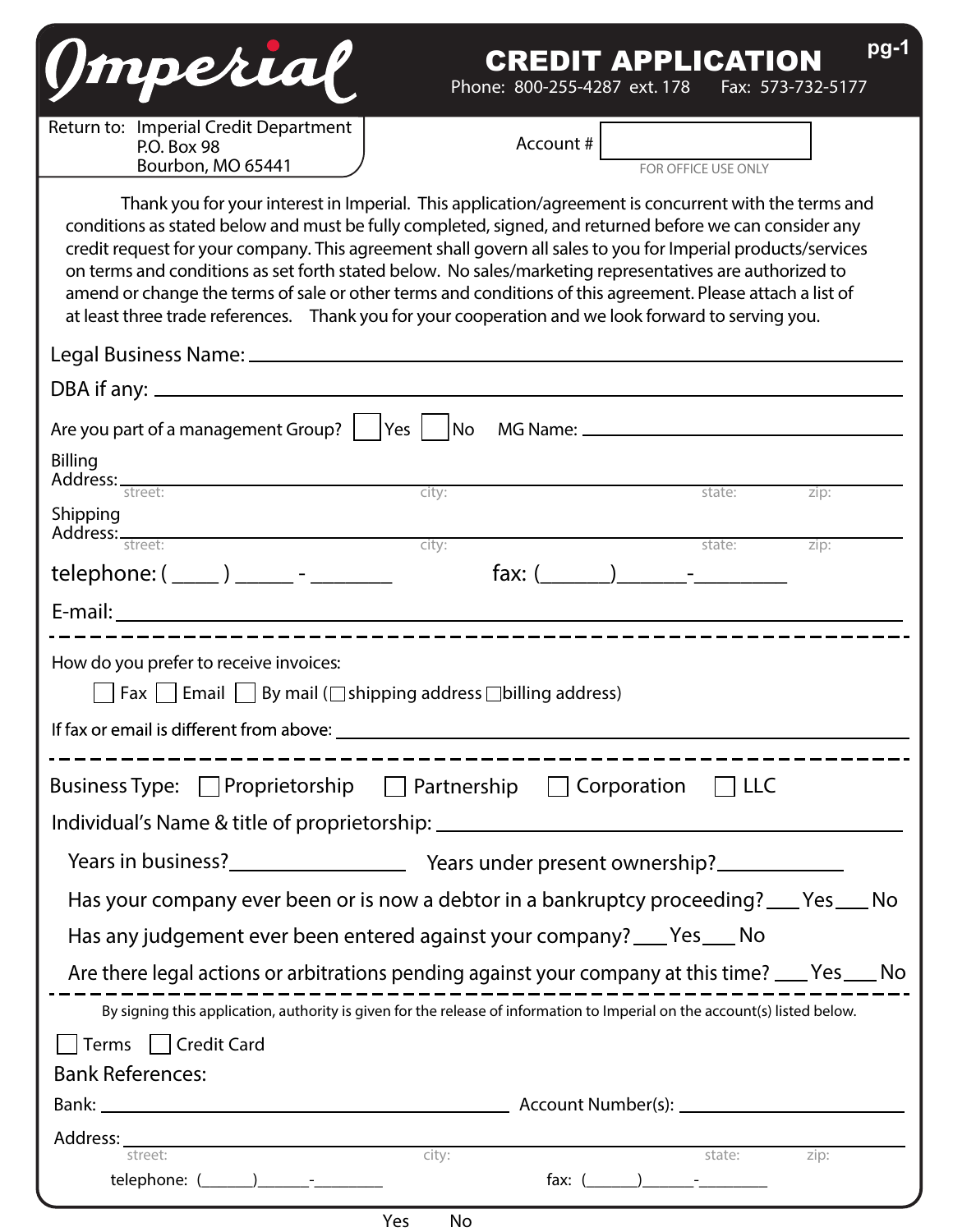# Imperial

## CREDIT APPLICATION

Phone: 800-255-4287 ext. 178 Fax: 573-732-5177

Return to: Imperial Credit Department
P.O. Box 98
Bourbon, MO 65441

Account # ____________
FOR OFFICE USE ONLY

Thank you for your interest in Imperial. This application/agreement is concurrent with the terms and conditions as stated below and must be fully completed, signed, and returned before we can consider any credit request for your company. This agreement shall govern all sales to you for Imperial products/services on terms and conditions as set forth stated below. No sales/marketing representatives are authorized to amend or change the terms of sale or other terms and conditions of this agreement. Please attach a list of at least three trade references. Thank you for your cooperation and we look forward to serving you.

Legal Business Name: ____________________

DBA if any: ____________________

Are you part of a management Group? ☐ Yes ☐ No MG Name: ____________________

Billing Address: ____________________
street: city: state: zip:

Shipping Address: ____________________
street: city: state: zip:

telephone: ( ____ ) _____ - ________ fax: (______)______-________

E-mail: ____________________

---

How do you prefer to receive invoices:

☐ Fax ☐ Email ☐ By mail (☐ shipping address ☐ billing address)

If fax or email is different from above: ____________________

---

Business Type: ☐ Proprietorship ☐ Partnership ☐ Corporation ☐ LLC

Individual's Name & title of proprietorship: ____________________

Years in business? ________________ Years under present ownership? ____________

Has your company ever been or is now a debtor in a bankruptcy proceeding? ___ Yes ___ No

Has any judgement ever been entered against your company? ___ Yes ___ No

Are there legal actions or arbitrations pending against your company at this time? ___ Yes ___ No

---

By signing this application, authority is given for the release of information to Imperial on the account(s) listed below.

☐ Terms ☐ Credit Card

Bank References:

Bank: ____________________ Account Number(s): ____________________

Address: ____________________
street: city: state: zip:

telephone: (______)______-________ fax: (______)______-________

Yes No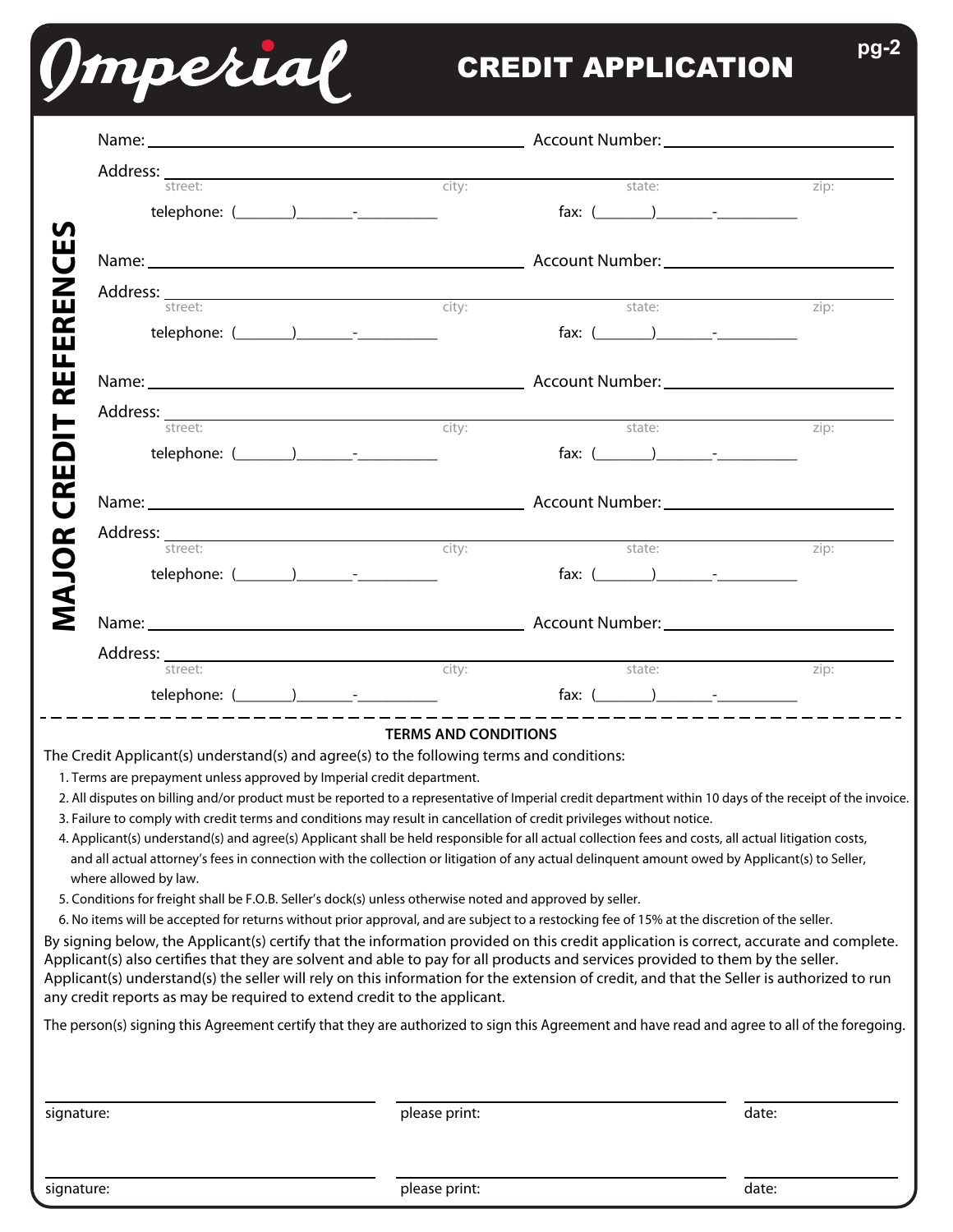# Imperial

## CREDIT APPLICATION

pg-2

## MAJOR CREDIT REFERENCES

Name: ______________________________ Account Number: ____________________

Address: ______________________________________________________________
street: city: state: zip:

telephone: (_______)_______-__________ fax: (_______)_______-__________

Name: ______________________________ Account Number: ____________________

Address: ______________________________________________________________
street: city: state: zip:

telephone: (_______)_______-__________ fax: (_______)_______-__________

Name: ______________________________ Account Number: ____________________

Address: ______________________________________________________________
street: city: state: zip:

telephone: (_______)_______-__________ fax: (_______)_______-__________

Name: ______________________________ Account Number: ____________________

Address: ______________________________________________________________
street: city: state: zip:

telephone: (_______)_______-__________ fax: (_______)_______-__________

Name: ______________________________ Account Number: ____________________

Address: ______________________________________________________________
street: city: state: zip:

telephone: (_______)_______-__________ fax: (_______)_______-__________

---

**TERMS AND CONDITIONS**

The Credit Applicant(s) understand(s) and agree(s) to the following terms and conditions:

1. Terms are prepayment unless approved by Imperial credit department.
2. All disputes on billing and/or product must be reported to a representative of Imperial credit department within 10 days of the receipt of the invoice.
3. Failure to comply with credit terms and conditions may result in cancellation of credit privileges without notice.
4. Applicant(s) understand(s) and agree(s) Applicant shall be held responsible for all actual collection fees and costs, all actual litigation costs, and all actual attorney's fees in connection with the collection or litigation of any actual delinquent amount owed by Applicant(s) to Seller, where allowed by law.
5. Conditions for freight shall be F.O.B. Seller's dock(s) unless otherwise noted and approved by seller.
6. No items will be accepted for returns without prior approval, and are subject to a restocking fee of 15% at the discretion of the seller.

By signing below, the Applicant(s) certify that the information provided on this credit application is correct, accurate and complete. Applicant(s) also certifies that they are solvent and able to pay for all products and services provided to them by the seller. Applicant(s) understand(s) the seller will rely on this information for the extension of credit, and that the Seller is authorized to run any credit reports as may be required to extend credit to the applicant.

The person(s) signing this Agreement certify that they are authorized to sign this Agreement and have read and agree to all of the foregoing.

signature: ______________________ please print: ______________________ date: __________

signature: ______________________ please print: ______________________ date: __________